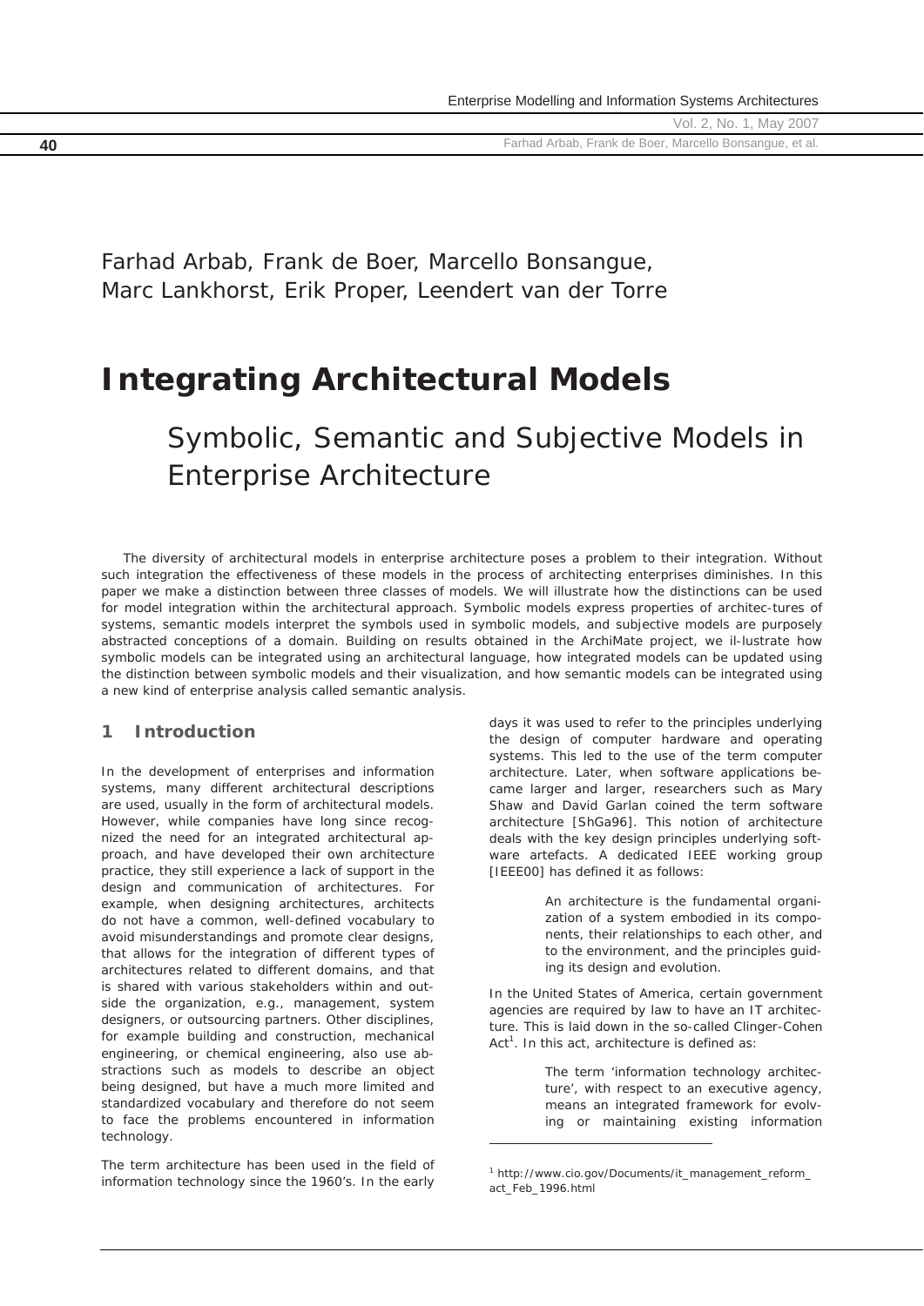Farhad Arbab, Frank de Boer, Marcello Bonsangue, Marc Lankhorst, Erik Proper, Leendert van der Torre

# Integrating Architectural Models

## Symbolic, Semantic and Subjective Models in Enterprise Architecture

The diversity of architectural models in enterprise architecture poses a problem to their integration. Without such integration the effectiveness of these models in the process of architecting enterprises diminishes. In this paper we make a distinction between three classes of models. We will illustrate how the distinctions can be used for model integration within the architectural approach. Symbolic models express properties of architec-tures of systems, semantic models interpret the symbols used in symbolic models, and subjective models are purposely abstracted conceptions of a domain. Building on results obtained in the ArchiMate project, we il-lustrate how symbolic models can be integrated using an architectural language, how integrated models can be updated using the distinction between symbolic models and their visualization, and how semantic models can be integrated using a new kind of enterprise analysis called semantic analysis.

## 1 Introduction

In the development of enterprises and information systems, many different architectural descriptions are used, usually in the form of architectural models. However, while companies have long since recognized the need for an integrated architectural approach, and have developed their own architecture practice, they still experience a lack of support in the design and communication of architectures. For example, when designing architectures, architects do not have a common, well-defined vocabulary to avoid misunderstandings and promote clear designs, that allows for the integration of different types of architectures related to different domains, and that is shared with various stakeholders within and outside the organization, e.g., management, system designers, or outsourcing partners. Other disciplines, for example building and construction, mechanical engineering, or chemical engineering, also use abstractions such as models to describe an object being designed, but have a much more limited and standardized vocabulary and therefore do not seem to face the problems encountered in information technology.

The term architecture has been used in the field of information technology since the 1960's. In the early days it was used to refer to the principles underlying the design of computer hardware and operating systems. This led to the use of the term computer architecture. Later, when software applications became larger and larger, researchers such as Mary Shaw and David Garlan coined the term software architecture [ShGa96]. This notion of architecture deals with the key design principles underlying software artefacts. A dedicated IEEE working group [IEEE00] has defined it as follows:

> An architecture is the fundamental organization of a system embodied in its components, their relationships to each other, and to the environment, and the principles guiding its design and evolution.

In the United States of America, certain government agencies are required by law to have an IT architecture. This is laid down in the so-called Clinger-Cohen Act[1]. In this act, architecture is defined as:

> The term 'information technology architecture', with respect to an executive agency, means an integrated framework for evolving or maintaining existing information

[1] http://www.cio.gov/Documents/it_management_reform_act_Feb_1996.html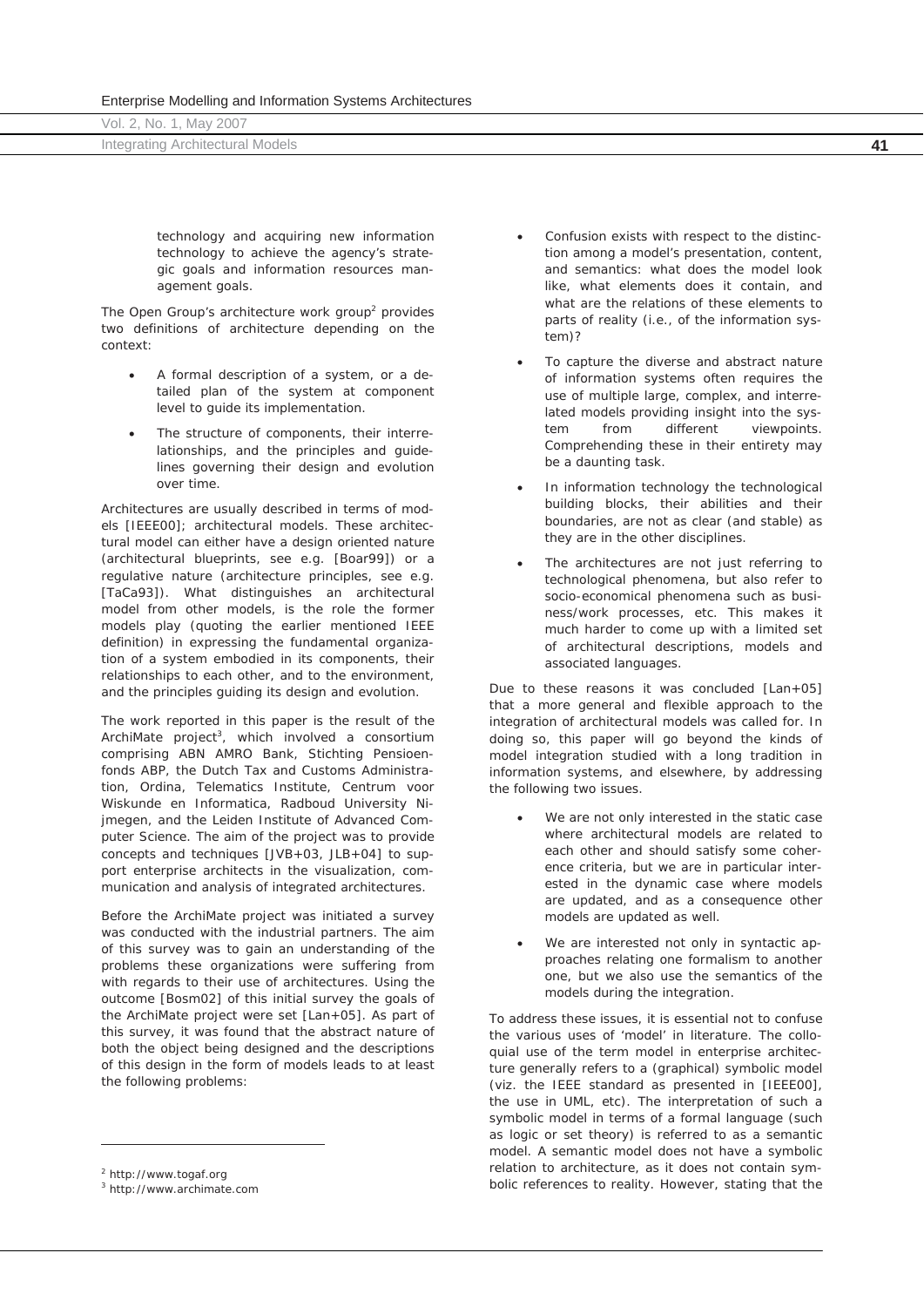technology and acquiring new information technology to achieve the agency's strategic goals and information resources management goals.

The Open Group's architecture work group[2] provides two definitions of architecture depending on the context:

- A formal description of a system, or a detailed plan of the system at component level to guide its implementation.
- The structure of components, their interrelationships, and the principles and guidelines governing their design and evolution over time.

Architectures are usually described in terms of models [IEEE00]; architectural models. These architectural model can either have a design oriented nature (architectural blueprints, see e.g. [Boar99]) or a regulative nature (architecture principles, see e.g. [TaCa93]). What distinguishes an architectural model from other models, is the role the former models play (quoting the earlier mentioned IEEE definition) in expressing the fundamental organization of a system embodied in its components, their relationships to each other, and to the environment, and the principles guiding its design and evolution.

The work reported in this paper is the result of the ArchiMate project[3], which involved a consortium comprising ABN AMRO Bank, Stichting Pensioenfonds ABP, the Dutch Tax and Customs Administration, Ordina, Telematics Institute, Centrum voor Wiskunde en Informatica, Radboud University Nijmegen, and the Leiden Institute of Advanced Computer Science. The aim of the project was to provide concepts and techniques [JVB+03, JLB+04] to support enterprise architects in the visualization, communication and analysis of integrated architectures.

Before the ArchiMate project was initiated a survey was conducted with the industrial partners. The aim of this survey was to gain an understanding of the problems these organizations were suffering from with regards to their use of architectures. Using the outcome [Bosm02] of this initial survey the goals of the ArchiMate project were set [Lan+05]. As part of this survey, it was found that the abstract nature of both the object being designed and the descriptions of this design in the form of models leads to at least the following problems:

- Confusion exists with respect to the distinction among a model's presentation, content, and semantics: what does the model look like, what elements does it contain, and what are the relations of these elements to parts of reality (i.e., of the information system)?
- To capture the diverse and abstract nature of information systems often requires the use of multiple large, complex, and interrelated models providing insight into the system from different viewpoints. Comprehending these in their entirety may be a daunting task.
- In information technology the technological building blocks, their abilities and their boundaries, are not as clear (and stable) as they are in the other disciplines.
- The architectures are not just referring to technological phenomena, but also refer to socio-economical phenomena such as business/work processes, etc. This makes it much harder to come up with a limited set of architectural descriptions, models and associated languages.

Due to these reasons it was concluded [Lan+05] that a more general and flexible approach to the integration of architectural models was called for. In doing so, this paper will go beyond the kinds of model integration studied with a long tradition in information systems, and elsewhere, by addressing the following two issues.

- We are not only interested in the static case where architectural models are related to each other and should satisfy some coherence criteria, but we are in particular interested in the dynamic case where models are updated, and as a consequence other models are updated as well.
- We are interested not only in syntactic approaches relating one formalism to another one, but we also use the semantics of the models during the integration.

To address these issues, it is essential not to confuse the various uses of 'model' in literature. The colloquial use of the term model in enterprise architecture generally refers to a (graphical) symbolic model (viz. the IEEE standard as presented in [IEEE00], the use in UML, etc). The interpretation of such a symbolic model in terms of a formal language (such as logic or set theory) is referred to as a semantic model. A semantic model does not have a symbolic relation to architecture, as it does not contain symbolic references to reality. However, stating that the

[2] http://www.togaf.org

[3] http://www.archimate.com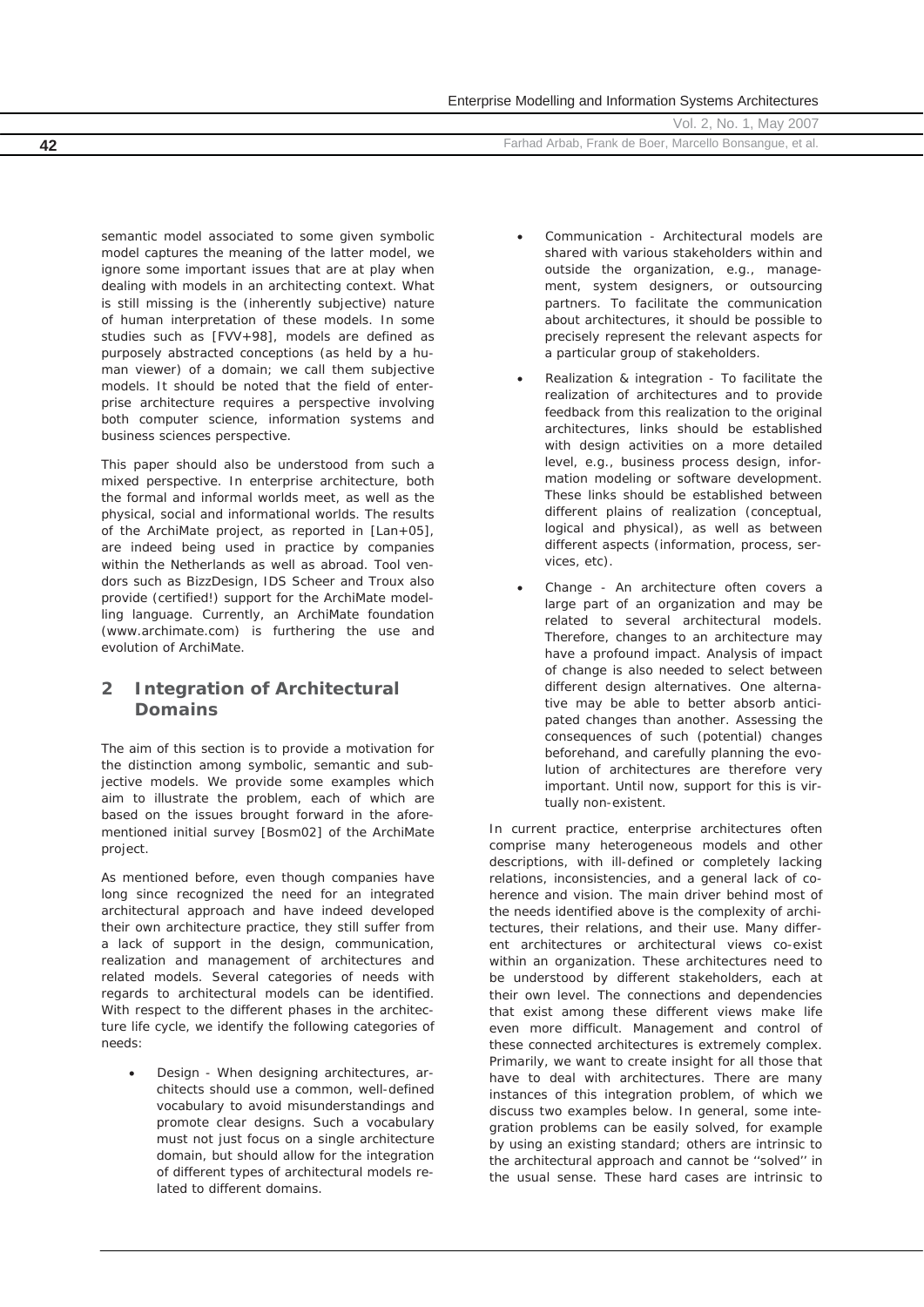semantic model associated to some given symbolic model captures the meaning of the latter model, we ignore some important issues that are at play when dealing with models in an architecting context. What is still missing is the (inherently subjective) nature of human interpretation of these models. In some studies such as [FVV+98], models are defined as purposely abstracted conceptions (as held by a human viewer) of a domain; we call them subjective models. It should be noted that the field of enterprise architecture requires a perspective involving both computer science, information systems and business sciences perspective.

This paper should also be understood from such a mixed perspective. In enterprise architecture, both the formal and informal worlds meet, as well as the physical, social and informational worlds. The results of the ArchiMate project, as reported in [Lan+05], are indeed being used in practice by companies within the Netherlands as well as abroad. Tool vendors such as BizzDesign, IDS Scheer and Troux also provide (certified!) support for the ArchiMate modelling language. Currently, an ArchiMate foundation (www.archimate.com) is furthering the use and evolution of ArchiMate.

## 2 Integration of Architectural Domains

The aim of this section is to provide a motivation for the distinction among symbolic, semantic and subjective models. We provide some examples which aim to illustrate the problem, each of which are based on the issues brought forward in the aforementioned initial survey [Bosm02] of the ArchiMate project.

As mentioned before, even though companies have long since recognized the need for an integrated architectural approach and have indeed developed their own architecture practice, they still suffer from a lack of support in the design, communication, realization and management of architectures and related models. Several categories of needs with regards to architectural models can be identified. With respect to the different phases in the architecture life cycle, we identify the following categories of needs:

- Design - When designing architectures, architects should use a common, well-defined vocabulary to avoid misunderstandings and promote clear designs. Such a vocabulary must not just focus on a single architecture domain, but should allow for the integration of different types of architectural models related to different domains.
- Communication - Architectural models are shared with various stakeholders within and outside the organization, e.g., management, system designers, or outsourcing partners. To facilitate the communication about architectures, it should be possible to precisely represent the relevant aspects for a particular group of stakeholders.
- Realization & integration - To facilitate the realization of architectures and to provide feedback from this realization to the original architectures, links should be established with design activities on a more detailed level, e.g., business process design, information modeling or software development. These links should be established between different plains of realization (conceptual, logical and physical), as well as between different aspects (information, process, services, etc).
- Change - An architecture often covers a large part of an organization and may be related to several architectural models. Therefore, changes to an architecture may have a profound impact. Analysis of impact of change is also needed to select between different design alternatives. One alternative may be able to better absorb anticipated changes than another. Assessing the consequences of such (potential) changes beforehand, and carefully planning the evolution of architectures are therefore very important. Until now, support for this is virtually non-existent.

In current practice, enterprise architectures often comprise many heterogeneous models and other descriptions, with ill-defined or completely lacking relations, inconsistencies, and a general lack of coherence and vision. The main driver behind most of the needs identified above is the complexity of architectures, their relations, and their use. Many different architectures or architectural views co-exist within an organization. These architectures need to be understood by different stakeholders, each at their own level. The connections and dependencies that exist among these different views make life even more difficult. Management and control of these connected architectures is extremely complex. Primarily, we want to create insight for all those that have to deal with architectures. There are many instances of this integration problem, of which we discuss two examples below. In general, some integration problems can be easily solved, for example by using an existing standard; others are intrinsic to the architectural approach and cannot be ''solved'' in the usual sense. These hard cases are intrinsic to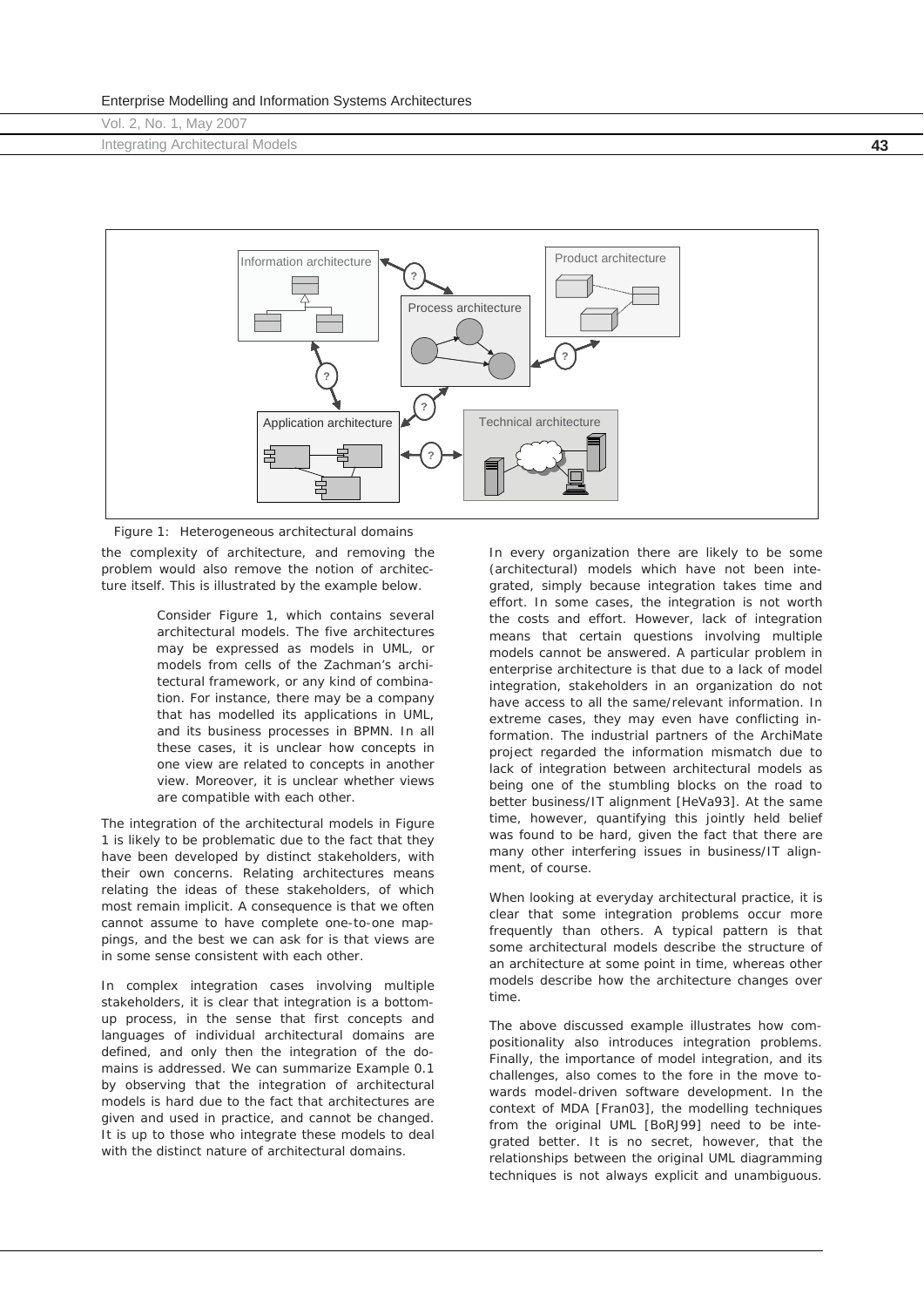Figure 1: Heterogeneous architectural domains

the complexity of architecture, and removing the problem would also remove the notion of architecture itself. This is illustrated by the example below.

> Consider Figure 1, which contains several architectural models. The five architectures may be expressed as models in UML, or models from cells of the Zachman's architectural framework, or any kind of combination. For instance, there may be a company that has modelled its applications in UML, and its business processes in BPMN. In all these cases, it is unclear how concepts in one view are related to concepts in another view. Moreover, it is unclear whether views are compatible with each other.

The integration of the architectural models in Figure 1 is likely to be problematic due to the fact that they have been developed by distinct stakeholders, with their own concerns. Relating architectures means relating the ideas of these stakeholders, of which most remain implicit. A consequence is that we often cannot assume to have complete one-to-one mappings, and the best we can ask for is that views are in some sense consistent with each other.

In complex integration cases involving multiple stakeholders, it is clear that integration is a bottom-up process, in the sense that first concepts and languages of individual architectural domains are defined, and only then the integration of the domains is addressed. We can summarize Example 0.1 by observing that the integration of architectural models is hard due to the fact that architectures are given and used in practice, and cannot be changed. It is up to those who integrate these models to deal with the distinct nature of architectural domains.

In every organization there are likely to be some (architectural) models which have not been integrated, simply because integration takes time and effort. In some cases, the integration is not worth the costs and effort. However, lack of integration means that certain questions involving multiple models cannot be answered. A particular problem in enterprise architecture is that due to a lack of model integration, stakeholders in an organization do not have access to all the same/relevant information. In extreme cases, they may even have conflicting information. The industrial partners of the ArchiMate project regarded the information mismatch due to lack of integration between architectural models as being one of the stumbling blocks on the road to better business/IT alignment [HeVa93]. At the same time, however, quantifying this jointly held belief was found to be hard, given the fact that there are many other interfering issues in business/IT alignment, of course.

When looking at everyday architectural practice, it is clear that some integration problems occur more frequently than others. A typical pattern is that some architectural models describe the structure of an architecture at some point in time, whereas other models describe how the architecture changes over time.

The above discussed example illustrates how compositionality also introduces integration problems. Finally, the importance of model integration, and its challenges, also comes to the fore in the move towards model-driven software development. In the context of MDA [Fran03], the modelling techniques from the original UML [BoRJ99] need to be integrated better. It is no secret, however, that the relationships between the original UML diagramming techniques is not always explicit and unambiguous.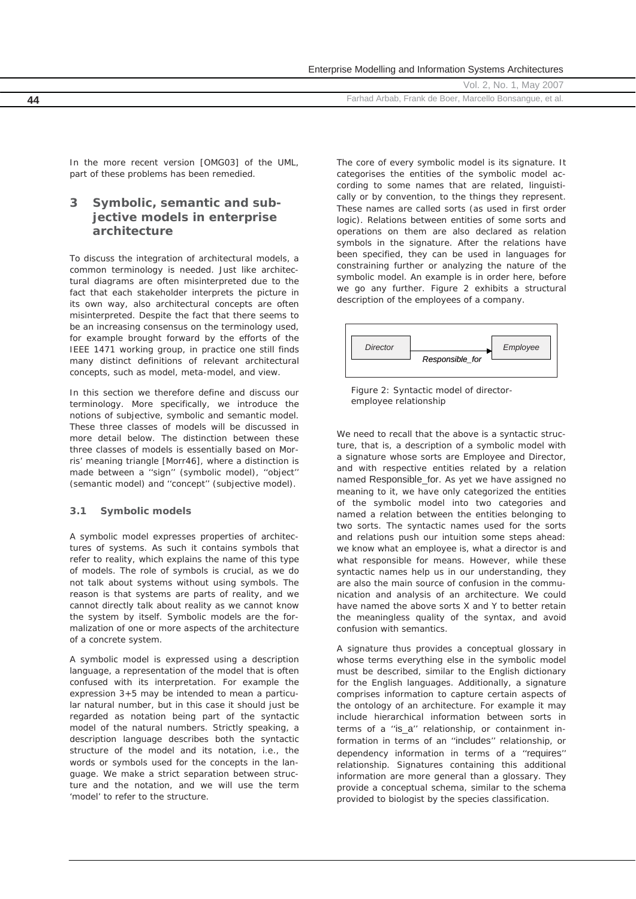In the more recent version [OMG03] of the UML, part of these problems has been remedied.

## 3 Symbolic, semantic and subjective models in enterprise architecture

To discuss the integration of architectural models, a common terminology is needed. Just like architectural diagrams are often misinterpreted due to the fact that each stakeholder interprets the picture in its own way, also architectural concepts are often misinterpreted. Despite the fact that there seems to be an increasing consensus on the terminology used, for example brought forward by the efforts of the IEEE 1471 working group, in practice one still finds many distinct definitions of relevant architectural concepts, such as model, meta-model, and view.

In this section we therefore define and discuss our terminology. More specifically, we introduce the notions of subjective, symbolic and semantic model. These three classes of models will be discussed in more detail below. The distinction between these three classes of models is essentially based on Morris' meaning triangle [Morr46], where a distinction is made between a ''sign'' (symbolic model), ''object'' (semantic model) and ''concept'' (subjective model).

### 3.1 Symbolic models

A symbolic model expresses properties of architectures of systems. As such it contains symbols that refer to reality, which explains the name of this type of models. The role of symbols is crucial, as we do not talk about systems without using symbols. The reason is that systems are parts of reality, and we cannot directly talk about reality as we cannot know the system by itself. Symbolic models are the formalization of one or more aspects of the architecture of a concrete system.

A symbolic model is expressed using a description language, a representation of the model that is often confused with its interpretation. For example the expression 3+5 may be intended to mean a particular natural number, but in this case it should just be regarded as notation being part of the syntactic model of the natural numbers. Strictly speaking, a description language describes both the syntactic structure of the model and its notation, i.e., the words or symbols used for the concepts in the language. We make a strict separation between structure and the notation, and we will use the term 'model' to refer to the structure.

The core of every symbolic model is its signature. It categorises the entities of the symbolic model according to some names that are related, linguistically or by convention, to the things they represent. These names are called sorts (as used in first order logic). Relations between entities of some sorts and operations on them are also declared as relation symbols in the signature. After the relations have been specified, they can be used in languages for constraining further or analyzing the nature of the symbolic model. An example is in order here, before we go any further. Figure 2 exhibits a structural description of the employees of a company.

*Director* → *Employee* (*Responsible_for*)

Figure 2: Syntactic model of director-employee relationship

We need to recall that the above is a syntactic structure, that is, a description of a symbolic model with a signature whose sorts are Employee and Director, and with respective entities related by a relation named Responsible_for. As yet we have assigned no meaning to it, we have only categorized the entities of the symbolic model into two categories and named a relation between the entities belonging to two sorts. The syntactic names used for the sorts and relations push our intuition some steps ahead: we know what an employee is, what a director is and what responsible for means. However, while these syntactic names help us in our understanding, they are also the main source of confusion in the communication and analysis of an architecture. We could have named the above sorts X and Y to better retain the meaningless quality of the syntax, and avoid confusion with semantics.

A signature thus provides a conceptual glossary in whose terms everything else in the symbolic model must be described, similar to the English dictionary for the English languages. Additionally, a signature comprises information to capture certain aspects of the ontology of an architecture. For example it may include hierarchical information between sorts in terms of a ''is_a'' relationship, or containment information in terms of an ''includes'' relationship, or dependency information in terms of a ''requires'' relationship. Signatures containing this additional information are more general than a glossary. They provide a conceptual schema, similar to the schema provided to biologist by the species classification.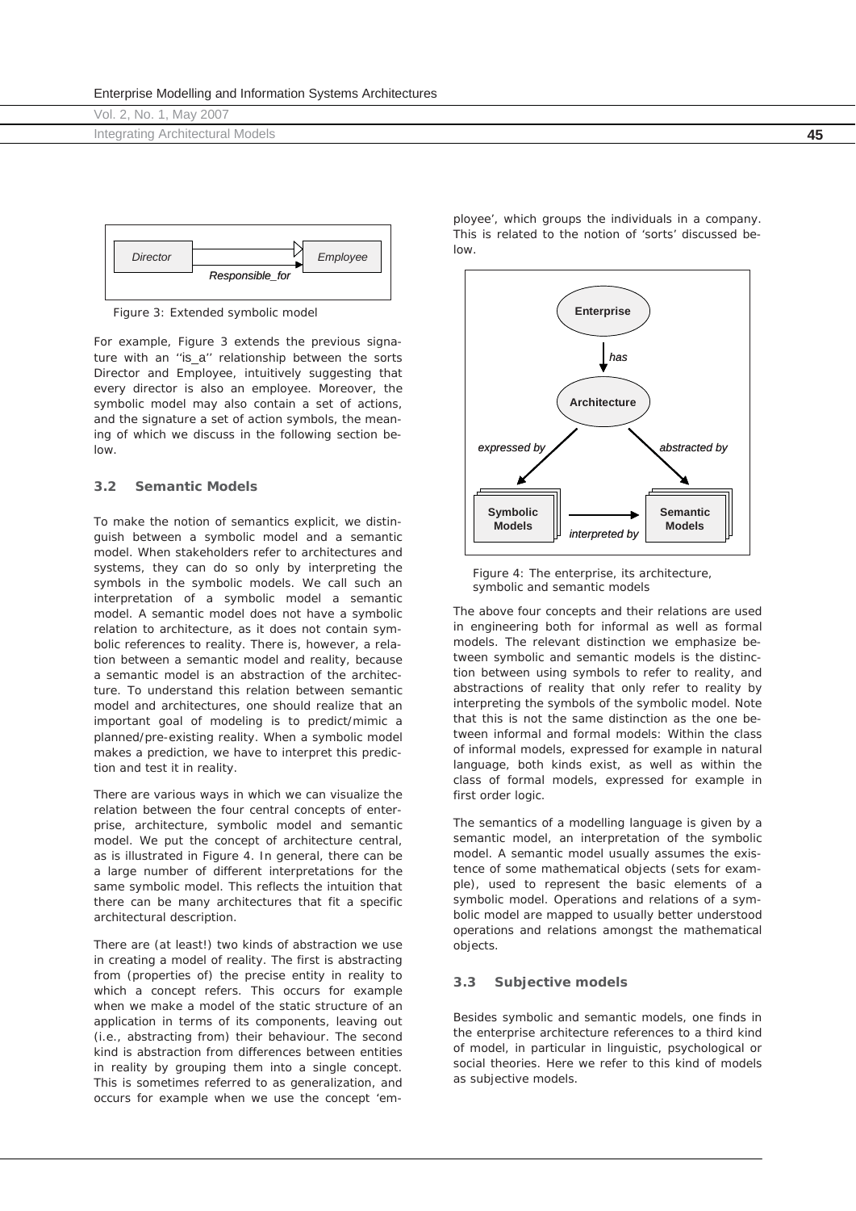Director

Responsible_for

Employee

Figure 3: Extended symbolic model

For example, Figure 3 extends the previous signature with an ''is_a'' relationship between the sorts Director and Employee, intuitively suggesting that every director is also an employee. Moreover, the symbolic model may also contain a set of actions, and the signature a set of action symbols, the meaning of which we discuss in the following section below.

### 3.2 Semantic Models

To make the notion of semantics explicit, we distinguish between a symbolic model and a semantic model. When stakeholders refer to architectures and systems, they can do so only by interpreting the symbols in the symbolic models. We call such an interpretation of a symbolic model a semantic model. A semantic model does not have a symbolic relation to architecture, as it does not contain symbolic references to reality. There is, however, a relation between a semantic model and reality, because a semantic model is an abstraction of the architecture. To understand this relation between semantic model and architectures, one should realize that an important goal of modeling is to predict/mimic a planned/pre-existing reality. When a symbolic model makes a prediction, we have to interpret this prediction and test it in reality.

There are various ways in which we can visualize the relation between the four central concepts of enterprise, architecture, symbolic model and semantic model. We put the concept of architecture central, as is illustrated in Figure 4. In general, there can be a large number of different interpretations for the same symbolic model. This reflects the intuition that there can be many architectures that fit a specific architectural description.

There are (at least!) two kinds of abstraction we use in creating a model of reality. The first is abstracting from (properties of) the precise entity in reality to which a concept refers. This occurs for example when we make a model of the static structure of an application in terms of its components, leaving out (i.e., abstracting from) their behaviour. The second kind is abstraction from differences between entities in reality by grouping them into a single concept. This is sometimes referred to as generalization, and occurs for example when we use the concept 'employee', which groups the individuals in a company. This is related to the notion of 'sorts' discussed below.

Enterprise

has

Architecture

expressed by

abstracted by

Symbolic Models

interpreted by

Semantic Models

Figure 4: The enterprise, its architecture, symbolic and semantic models

The above four concepts and their relations are used in engineering both for informal as well as formal models. The relevant distinction we emphasize between symbolic and semantic models is the distinction between using symbols to refer to reality, and abstractions of reality that only refer to reality by interpreting the symbols of the symbolic model. Note that this is not the same distinction as the one between informal and formal models: Within the class of informal models, expressed for example in natural language, both kinds exist, as well as within the class of formal models, expressed for example in first order logic.

The semantics of a modelling language is given by a semantic model, an interpretation of the symbolic model. A semantic model usually assumes the existence of some mathematical objects (sets for example), used to represent the basic elements of a symbolic model. Operations and relations of a symbolic model are mapped to usually better understood operations and relations amongst the mathematical objects.

### 3.3 Subjective models

Besides symbolic and semantic models, one finds in the enterprise architecture references to a third kind of model, in particular in linguistic, psychological or social theories. Here we refer to this kind of models as subjective models.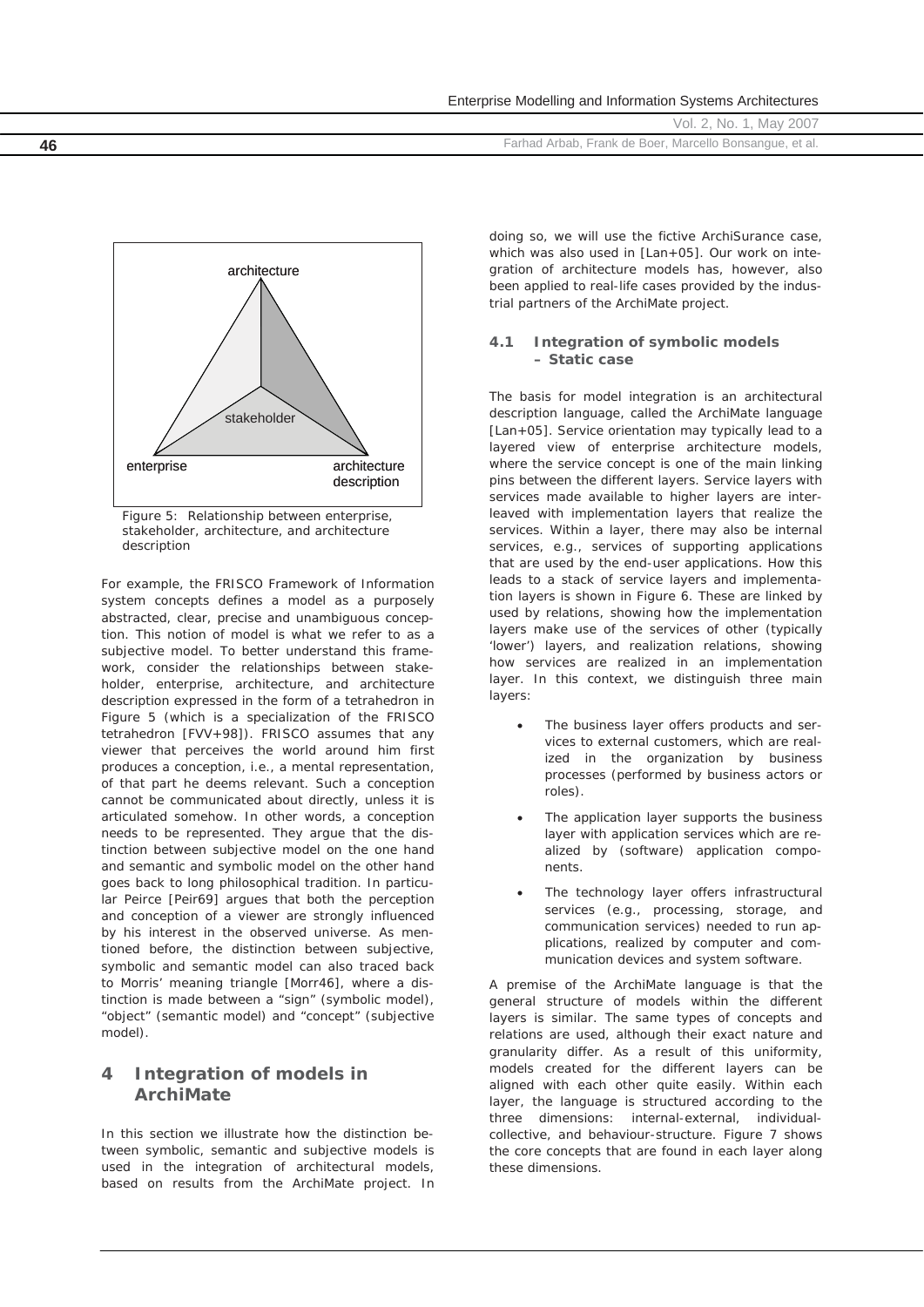Figure 5: Relationship between enterprise, stakeholder, architecture, and architecture description

For example, the FRISCO Framework of Information system concepts defines a model as a purposely abstracted, clear, precise and unambiguous conception. This notion of model is what we refer to as a subjective model. To better understand this framework, consider the relationships between stakeholder, enterprise, architecture, and architecture description expressed in the form of a tetrahedron in Figure 5 (which is a specialization of the FRISCO tetrahedron [FVV+98]). FRISCO assumes that any viewer that perceives the world around him first produces a conception, i.e., a mental representation, of that part he deems relevant. Such a conception cannot be communicated about directly, unless it is articulated somehow. In other words, a conception needs to be represented. They argue that the distinction between subjective model on the one hand and semantic and symbolic model on the other hand goes back to long philosophical tradition. In particular Peirce [Peir69] argues that both the perception and conception of a viewer are strongly influenced by his interest in the observed universe. As mentioned before, the distinction between subjective, symbolic and semantic model can also traced back to Morris' meaning triangle [Morr46], where a distinction is made between a "sign" (symbolic model), "object" (semantic model) and "concept" (subjective model).

## 4 Integration of models in ArchiMate

In this section we illustrate how the distinction between symbolic, semantic and subjective models is used in the integration of architectural models, based on results from the ArchiMate project. In doing so, we will use the fictive ArchiSurance case, which was also used in [Lan+05]. Our work on integration of architecture models has, however, also been applied to real-life cases provided by the industrial partners of the ArchiMate project.

### 4.1 Integration of symbolic models – Static case

The basis for model integration is an architectural description language, called the ArchiMate language [Lan+05]. Service orientation may typically lead to a layered view of enterprise architecture models, where the service concept is one of the main linking pins between the different layers. Service layers with services made available to higher layers are interleaved with implementation layers that realize the services. Within a layer, there may also be internal services, e.g., services of supporting applications that are used by the end-user applications. How this leads to a stack of service layers and implementation layers is shown in Figure 6. These are linked by used by relations, showing how the implementation layers make use of the services of other (typically 'lower') layers, and realization relations, showing how services are realized in an implementation layer. In this context, we distinguish three main layers:

- The business layer offers products and services to external customers, which are realized in the organization by business processes (performed by business actors or roles).
- The application layer supports the business layer with application services which are realized by (software) application components.
- The technology layer offers infrastructural services (e.g., processing, storage, and communication services) needed to run applications, realized by computer and communication devices and system software.

A premise of the ArchiMate language is that the general structure of models within the different layers is similar. The same types of concepts and relations are used, although their exact nature and granularity differ. As a result of this uniformity, models created for the different layers can be aligned with each other quite easily. Within each layer, the language is structured according to the three dimensions: internal-external, individual-collective, and behaviour-structure. Figure 7 shows the core concepts that are found in each layer along these dimensions.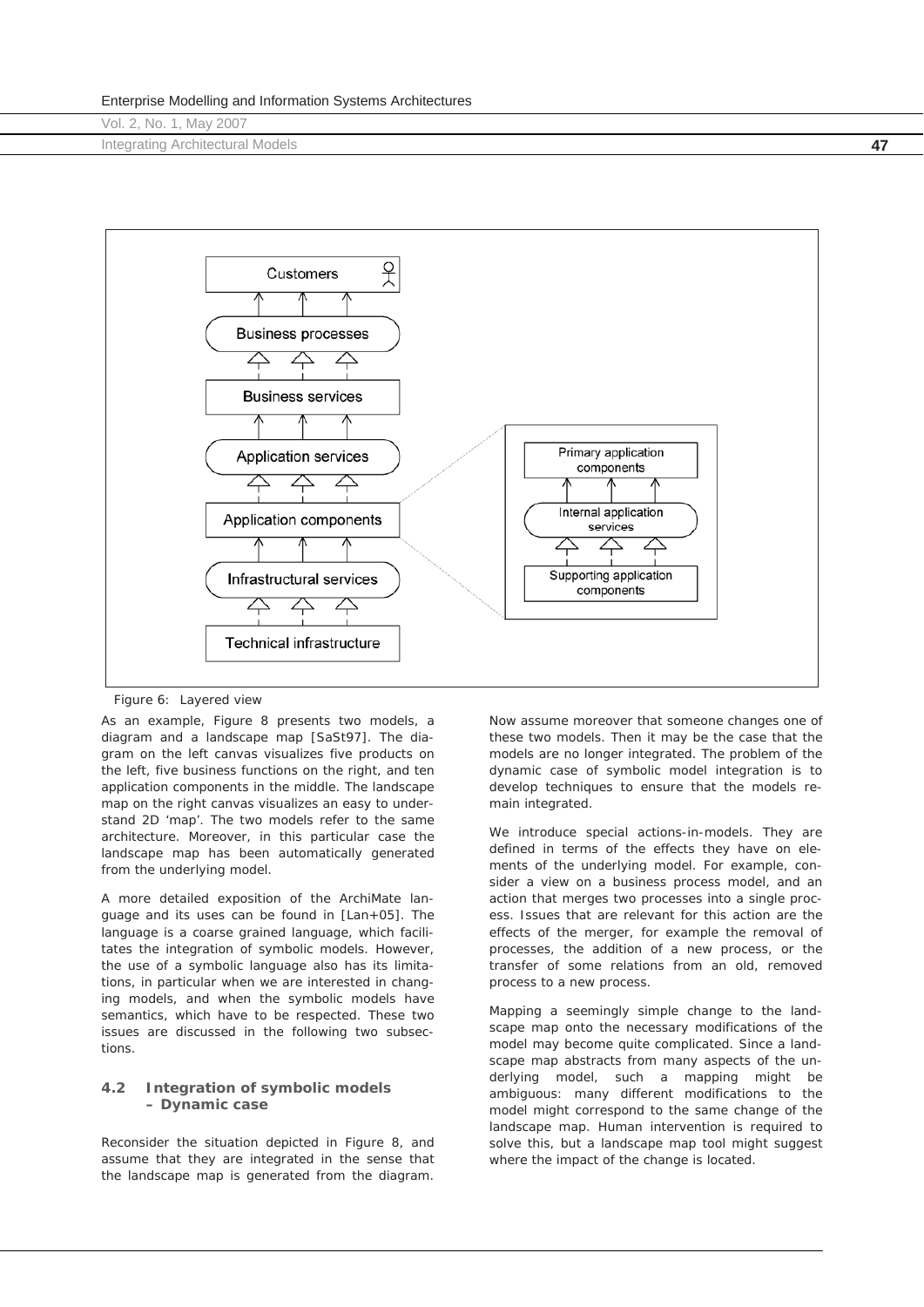Figure 6: Layered view

As an example, Figure 8 presents two models, a diagram and a landscape map [SaSt97]. The diagram on the left canvas visualizes five products on the left, five business functions on the right, and ten application components in the middle. The landscape map on the right canvas visualizes an easy to understand 2D 'map'. The two models refer to the same architecture. Moreover, in this particular case the landscape map has been automatically generated from the underlying model.

A more detailed exposition of the ArchiMate language and its uses can be found in [Lan+05]. The language is a coarse grained language, which facilitates the integration of symbolic models. However, the use of a symbolic language also has its limitations, in particular when we are interested in changing models, and when the symbolic models have semantics, which have to be respected. These two issues are discussed in the following two subsections.

### 4.2 Integration of symbolic models – Dynamic case

Reconsider the situation depicted in Figure 8, and assume that they are integrated in the sense that the landscape map is generated from the diagram. Now assume moreover that someone changes one of these two models. Then it may be the case that the models are no longer integrated. The problem of the dynamic case of symbolic model integration is to develop techniques to ensure that the models remain integrated.

We introduce special actions-in-models. They are defined in terms of the effects they have on elements of the underlying model. For example, consider a view on a business process model, and an action that merges two processes into a single process. Issues that are relevant for this action are the effects of the merger, for example the removal of processes, the addition of a new process, or the transfer of some relations from an old, removed process to a new process.

Mapping a seemingly simple change to the landscape map onto the necessary modifications of the model may become quite complicated. Since a landscape map abstracts from many aspects of the underlying model, such a mapping might be ambiguous: many different modifications to the model might correspond to the same change of the landscape map. Human intervention is required to solve this, but a landscape map tool might suggest where the impact of the change is located.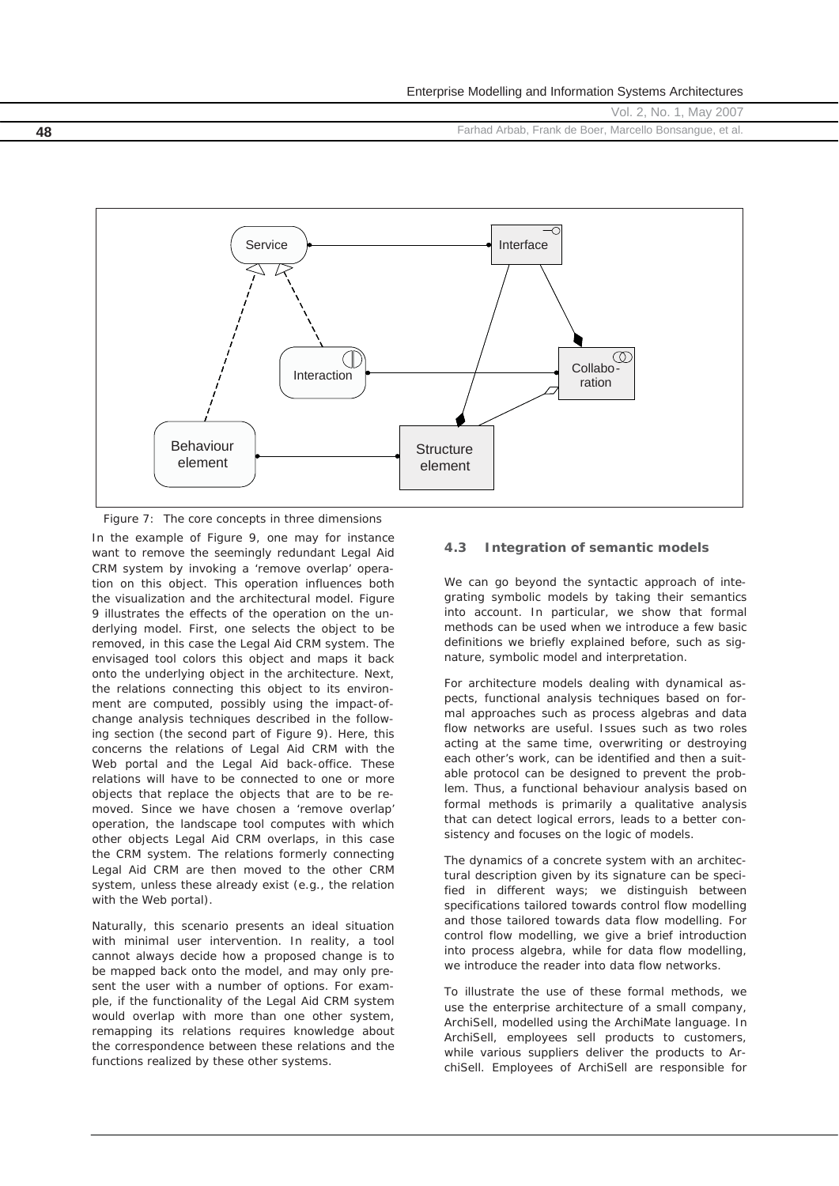Figure 7: The core concepts in three dimensions

In the example of Figure 9, one may for instance want to remove the seemingly redundant Legal Aid CRM system by invoking a 'remove overlap' operation on this object. This operation influences both the visualization and the architectural model. Figure 9 illustrates the effects of the operation on the underlying model. First, one selects the object to be removed, in this case the Legal Aid CRM system. The envisaged tool colors this object and maps it back onto the underlying object in the architecture. Next, the relations connecting this object to its environment are computed, possibly using the impact-of-change analysis techniques described in the following section (the second part of Figure 9). Here, this concerns the relations of Legal Aid CRM with the Web portal and the Legal Aid back-office. These relations will have to be connected to one or more objects that replace the objects that are to be removed. Since we have chosen a 'remove overlap' operation, the landscape tool computes with which other objects Legal Aid CRM overlaps, in this case the CRM system. The relations formerly connecting Legal Aid CRM are then moved to the other CRM system, unless these already exist (e.g., the relation with the Web portal).

Naturally, this scenario presents an ideal situation with minimal user intervention. In reality, a tool cannot always decide how a proposed change is to be mapped back onto the model, and may only present the user with a number of options. For example, if the functionality of the Legal Aid CRM system would overlap with more than one other system, remapping its relations requires knowledge about the correspondence between these relations and the functions realized by these other systems.

### 4.3 Integration of semantic models

We can go beyond the syntactic approach of integrating symbolic models by taking their semantics into account. In particular, we show that formal methods can be used when we introduce a few basic definitions we briefly explained before, such as signature, symbolic model and interpretation.

For architecture models dealing with dynamical aspects, functional analysis techniques based on formal approaches such as process algebras and data flow networks are useful. Issues such as two roles acting at the same time, overwriting or destroying each other's work, can be identified and then a suitable protocol can be designed to prevent the problem. Thus, a functional behaviour analysis based on formal methods is primarily a qualitative analysis that can detect logical errors, leads to a better consistency and focuses on the logic of models.

The dynamics of a concrete system with an architectural description given by its signature can be specified in different ways; we distinguish between specifications tailored towards control flow modelling and those tailored towards data flow modelling. For control flow modelling, we give a brief introduction into process algebra, while for data flow modelling, we introduce the reader into data flow networks.

To illustrate the use of these formal methods, we use the enterprise architecture of a small company, ArchiSell, modelled using the ArchiMate language. In ArchiSell, employees sell products to customers, while various suppliers deliver the products to ArchiSell. Employees of ArchiSell are responsible for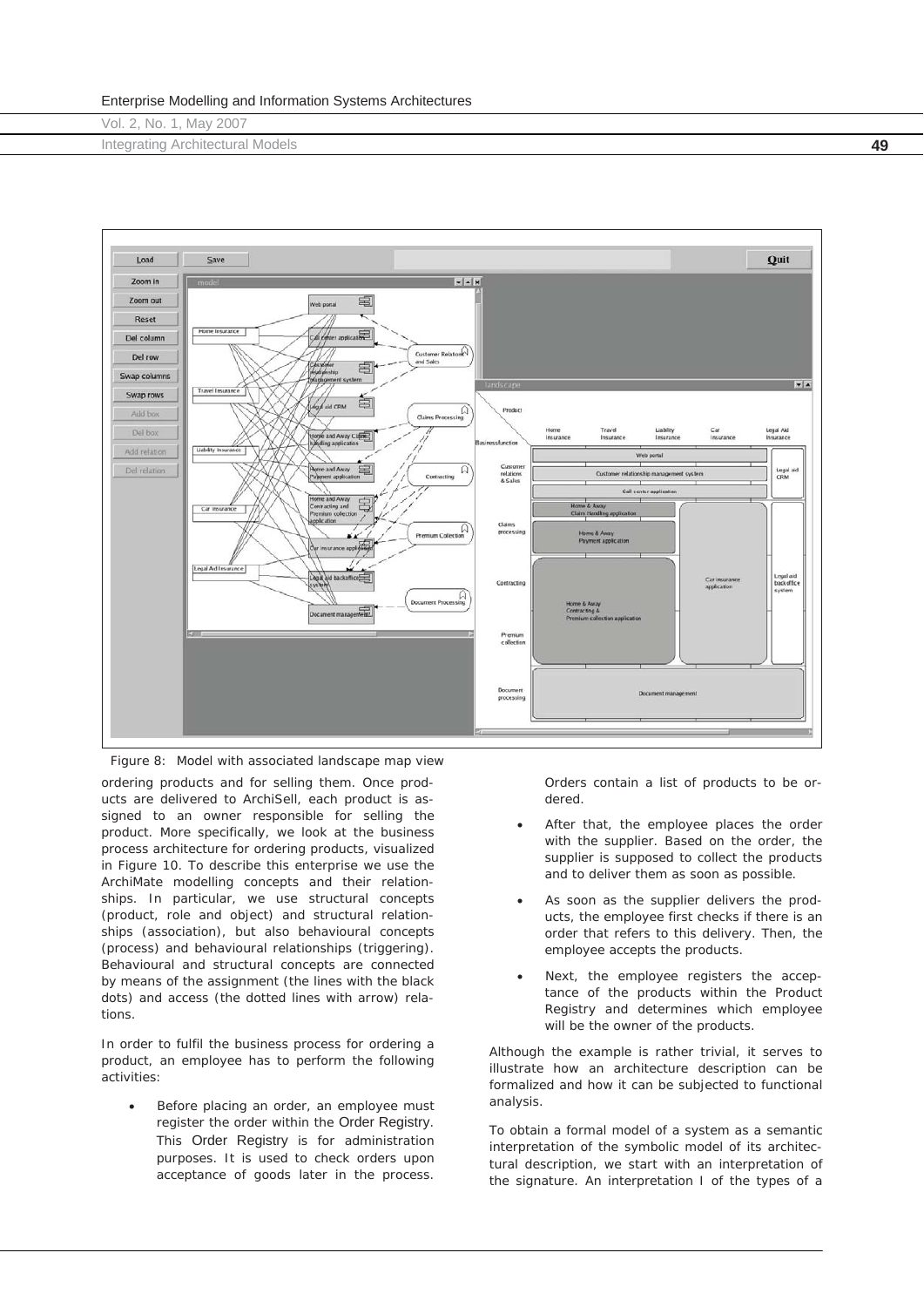Figure 8: Model with associated landscape map view

ordering products and for selling them. Once products are delivered to ArchiSell, each product is assigned to an owner responsible for selling the product. More specifically, we look at the business process architecture for ordering products, visualized in Figure 10. To describe this enterprise we use the ArchiMate modelling concepts and their relationships. In particular, we use structural concepts (product, role and object) and structural relationships (association), but also behavioural concepts (process) and behavioural relationships (triggering). Behavioural and structural concepts are connected by means of the assignment (the lines with the black dots) and access (the dotted lines with arrow) relations.

In order to fulfil the business process for ordering a product, an employee has to perform the following activities:

- Before placing an order, an employee must register the order within the Order Registry. This Order Registry is for administration purposes. It is used to check orders upon acceptance of goods later in the process. Orders contain a list of products to be ordered.
- After that, the employee places the order with the supplier. Based on the order, the supplier is supposed to collect the products and to deliver them as soon as possible.
- As soon as the supplier delivers the products, the employee first checks if there is an order that refers to this delivery. Then, the employee accepts the products.
- Next, the employee registers the acceptance of the products within the Product Registry and determines which employee will be the owner of the products.

Although the example is rather trivial, it serves to illustrate how an architecture description can be formalized and how it can be subjected to functional analysis.

To obtain a formal model of a system as a semantic interpretation of the symbolic model of its architectural description, we start with an interpretation of the signature. An interpretation I of the types of a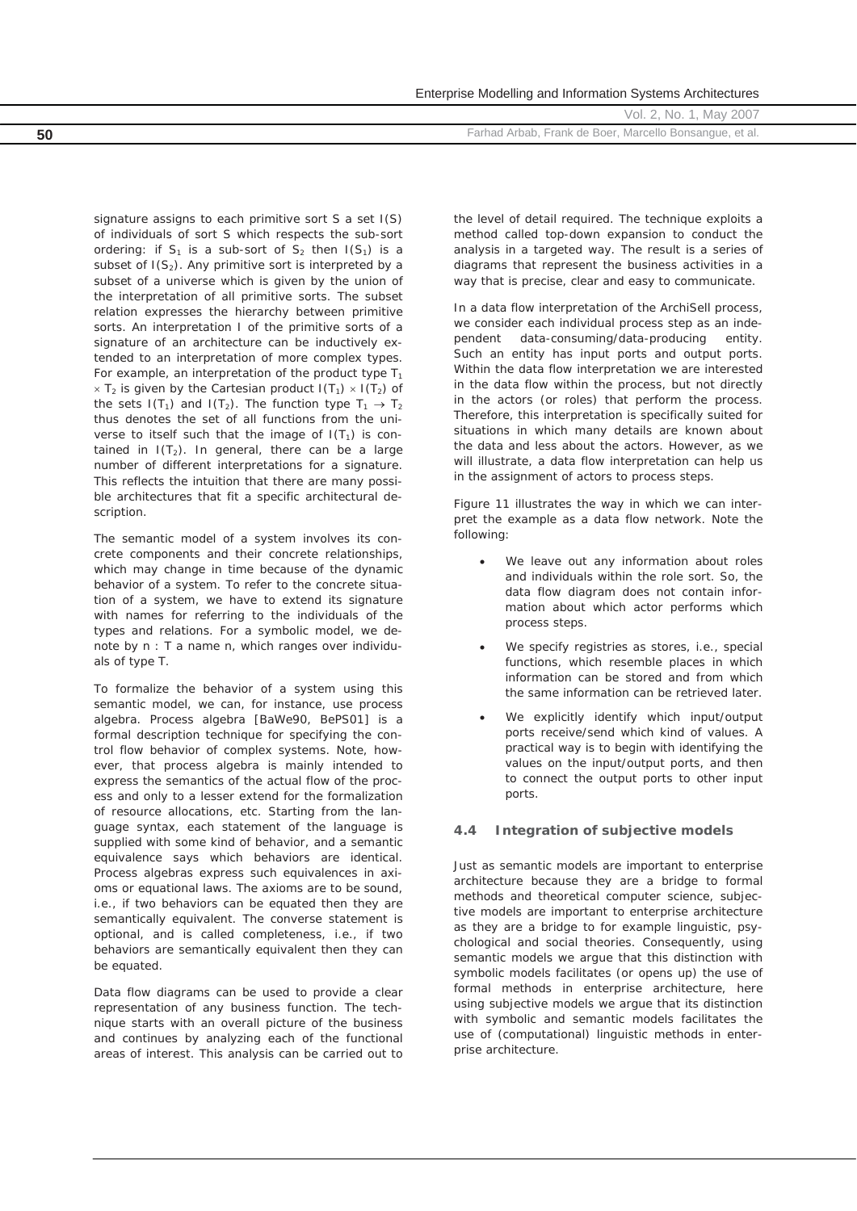signature assigns to each primitive sort S a set I(S) of individuals of sort S which respects the sub-sort ordering: if $S_1$ is a sub-sort of $S_2$ then $I(S_1)$ is a subset of $I(S_2)$. Any primitive sort is interpreted by a subset of a universe which is given by the union of the interpretation of all primitive sorts. The subset relation expresses the hierarchy between primitive sorts. An interpretation I of the primitive sorts of a signature of an architecture can be inductively extended to an interpretation of more complex types. For example, an interpretation of the product type $T_1 \times T_2$ is given by the Cartesian product $I(T_1) \times I(T_2)$ of the sets $I(T_1)$ and $I(T_2)$. The function type $T_1 \rightarrow T_2$ thus denotes the set of all functions from the universe to itself such that the image of $I(T_1)$ is contained in $I(T_2)$. In general, there can be a large number of different interpretations for a signature. This reflects the intuition that there are many possible architectures that fit a specific architectural description.

The semantic model of a system involves its concrete components and their concrete relationships, which may change in time because of the dynamic behavior of a system. To refer to the concrete situation of a system, we have to extend its signature with names for referring to the individuals of the types and relations. For a symbolic model, we denote by $n : T$ a name n, which ranges over individuals of type T.

To formalize the behavior of a system using this semantic model, we can, for instance, use process algebra. Process algebra [BaWe90, BePS01] is a formal description technique for specifying the control flow behavior of complex systems. Note, however, that process algebra is mainly intended to express the semantics of the actual flow of the process and only to a lesser extend for the formalization of resource allocations, etc. Starting from the language syntax, each statement of the language is supplied with some kind of behavior, and a semantic equivalence says which behaviors are identical. Process algebras express such equivalences in axioms or equational laws. The axioms are to be sound, i.e., if two behaviors can be equated then they are semantically equivalent. The converse statement is optional, and is called completeness, i.e., if two behaviors are semantically equivalent then they can be equated.

Data flow diagrams can be used to provide a clear representation of any business function. The technique starts with an overall picture of the business and continues by analyzing each of the functional areas of interest. This analysis can be carried out to the level of detail required. The technique exploits a method called top-down expansion to conduct the analysis in a targeted way. The result is a series of diagrams that represent the business activities in a way that is precise, clear and easy to communicate.

In a data flow interpretation of the ArchiSell process, we consider each individual process step as an independent data-consuming/data-producing entity. Such an entity has input ports and output ports. Within the data flow interpretation we are interested in the data flow within the process, but not directly in the actors (or roles) that perform the process. Therefore, this interpretation is specifically suited for situations in which many details are known about the data and less about the actors. However, as we will illustrate, a data flow interpretation can help us in the assignment of actors to process steps.

Figure 11 illustrates the way in which we can interpret the example as a data flow network. Note the following:

- We leave out any information about roles and individuals within the role sort. So, the data flow diagram does not contain information about which actor performs which process steps.
- We specify registries as stores, i.e., special functions, which resemble places in which information can be stored and from which the same information can be retrieved later.
- We explicitly identify which input/output ports receive/send which kind of values. A practical way is to begin with identifying the values on the input/output ports, and then to connect the output ports to other input ports.

### 4.4 Integration of subjective models

Just as semantic models are important to enterprise architecture because they are a bridge to formal methods and theoretical computer science, subjective models are important to enterprise architecture as they are a bridge to for example linguistic, psychological and social theories. Consequently, using semantic models we argue that this distinction with symbolic models facilitates (or opens up) the use of formal methods in enterprise architecture, here using subjective models we argue that its distinction with symbolic and semantic models facilitates the use of (computational) linguistic methods in enterprise architecture.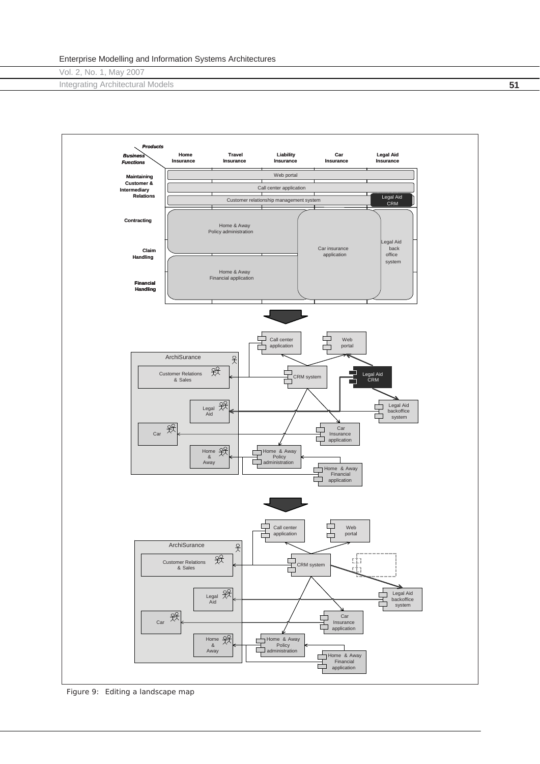Figure 9: Editing a landscape map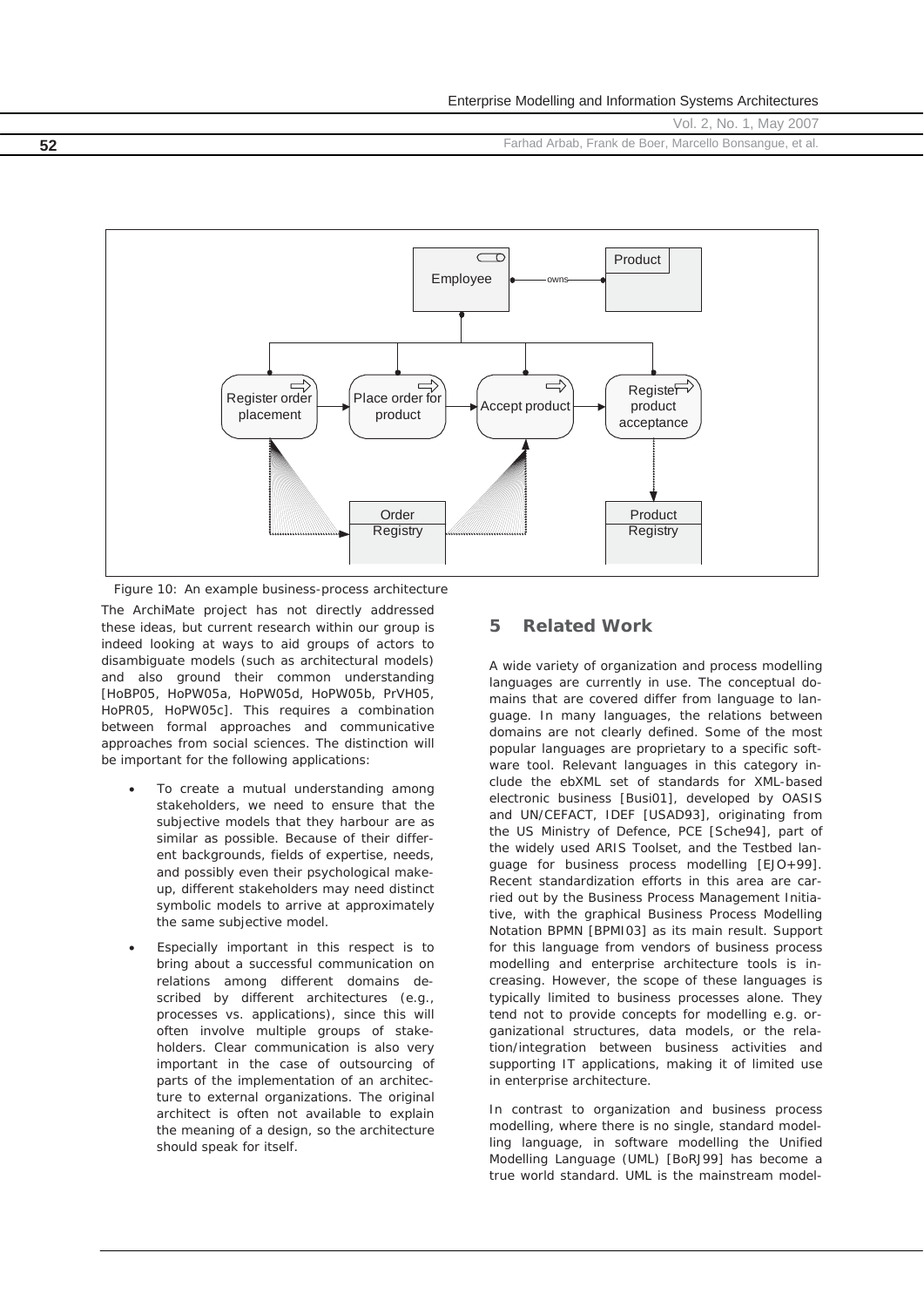Figure 10: An example business-process architecture

The ArchiMate project has not directly addressed these ideas, but current research within our group is indeed looking at ways to aid groups of actors to disambiguate models (such as architectural models) and also ground their common understanding [HoBP05, HoPW05a, HoPW05d, HoPW05b, PrVH05, HoPR05, HoPW05c]. This requires a combination between formal approaches and communicative approaches from social sciences. The distinction will be important for the following applications:

- To create a mutual understanding among stakeholders, we need to ensure that the subjective models that they harbour are as similar as possible. Because of their different backgrounds, fields of expertise, needs, and possibly even their psychological make-up, different stakeholders may need distinct symbolic models to arrive at approximately the same subjective model.
- Especially important in this respect is to bring about a successful communication on relations among different domains described by different architectures (e.g., processes vs. applications), since this will often involve multiple groups of stakeholders. Clear communication is also very important in the case of outsourcing of parts of the implementation of an architecture to external organizations. The original architect is often not available to explain the meaning of a design, so the architecture should speak for itself.

## 5 Related Work

A wide variety of organization and process modelling languages are currently in use. The conceptual domains that are covered differ from language to language. In many languages, the relations between domains are not clearly defined. Some of the most popular languages are proprietary to a specific software tool. Relevant languages in this category include the ebXML set of standards for XML-based electronic business [Busi01], developed by OASIS and UN/CEFACT, IDEF [USAD93], originating from the US Ministry of Defence, PCE [Sche94], part of the widely used ARIS Toolset, and the Testbed language for business process modelling [EJO+99]. Recent standardization efforts in this area are carried out by the Business Process Management Initiative, with the graphical Business Process Modelling Notation BPMN [BPMI03] as its main result. Support for this language from vendors of business process modelling and enterprise architecture tools is increasing. However, the scope of these languages is typically limited to business processes alone. They tend not to provide concepts for modelling e.g. organizational structures, data models, or the relation/integration between business activities and supporting IT applications, making it of limited use in enterprise architecture.

In contrast to organization and business process modelling, where there is no single, standard modelling language, in software modelling the Unified Modelling Language (UML) [BoRJ99] has become a true world standard. UML is the mainstream model-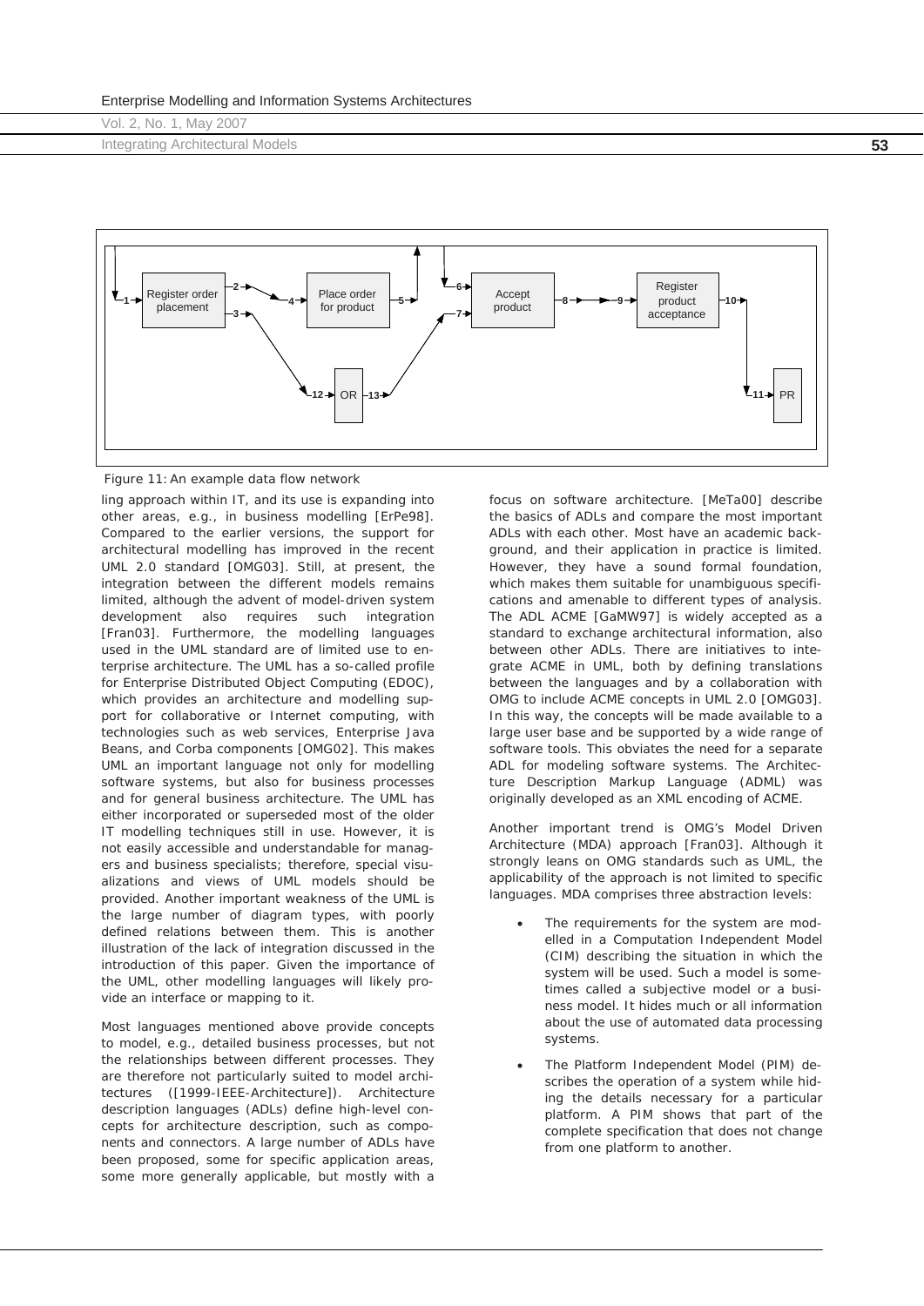Figure 11: An example data flow network

ling approach within IT, and its use is expanding into other areas, e.g., in business modelling [ErPe98]. Compared to the earlier versions, the support for architectural modelling has improved in the recent UML 2.0 standard [OMG03]. Still, at present, the integration between the different models remains limited, although the advent of model-driven system development also requires such integration [Fran03]. Furthermore, the modelling languages used in the UML standard are of limited use to enterprise architecture. The UML has a so-called profile for Enterprise Distributed Object Computing (EDOC), which provides an architecture and modelling support for collaborative or Internet computing, with technologies such as web services, Enterprise Java Beans, and Corba components [OMG02]. This makes UML an important language not only for modelling software systems, but also for business processes and for general business architecture. The UML has either incorporated or superseded most of the older IT modelling techniques still in use. However, it is not easily accessible and understandable for managers and business specialists; therefore, special visualizations and views of UML models should be provided. Another important weakness of the UML is the large number of diagram types, with poorly defined relations between them. This is another illustration of the lack of integration discussed in the introduction of this paper. Given the importance of the UML, other modelling languages will likely provide an interface or mapping to it.

Most languages mentioned above provide concepts to model, e.g., detailed business processes, but not the relationships between different processes. They are therefore not particularly suited to model architectures ([1999-IEEE-Architecture]). Architecture description languages (ADLs) define high-level concepts for architecture description, such as components and connectors. A large number of ADLs have been proposed, some for specific application areas, some more generally applicable, but mostly with a focus on software architecture. [MeTa00] describe the basics of ADLs and compare the most important ADLs with each other. Most have an academic background, and their application in practice is limited. However, they have a sound formal foundation, which makes them suitable for unambiguous specifications and amenable to different types of analysis. The ADL ACME [GaMW97] is widely accepted as a standard to exchange architectural information, also between other ADLs. There are initiatives to integrate ACME in UML, both by defining translations between the languages and by a collaboration with OMG to include ACME concepts in UML 2.0 [OMG03]. In this way, the concepts will be made available to a large user base and be supported by a wide range of software tools. This obviates the need for a separate ADL for modeling software systems. The Architecture Description Markup Language (ADML) was originally developed as an XML encoding of ACME.

Another important trend is OMG's Model Driven Architecture (MDA) approach [Fran03]. Although it strongly leans on OMG standards such as UML, the applicability of the approach is not limited to specific languages. MDA comprises three abstraction levels:

- The requirements for the system are modelled in a Computation Independent Model (CIM) describing the situation in which the system will be used. Such a model is sometimes called a subjective model or a business model. It hides much or all information about the use of automated data processing systems.
- The Platform Independent Model (PIM) describes the operation of a system while hiding the details necessary for a particular platform. A PIM shows that part of the complete specification that does not change from one platform to another.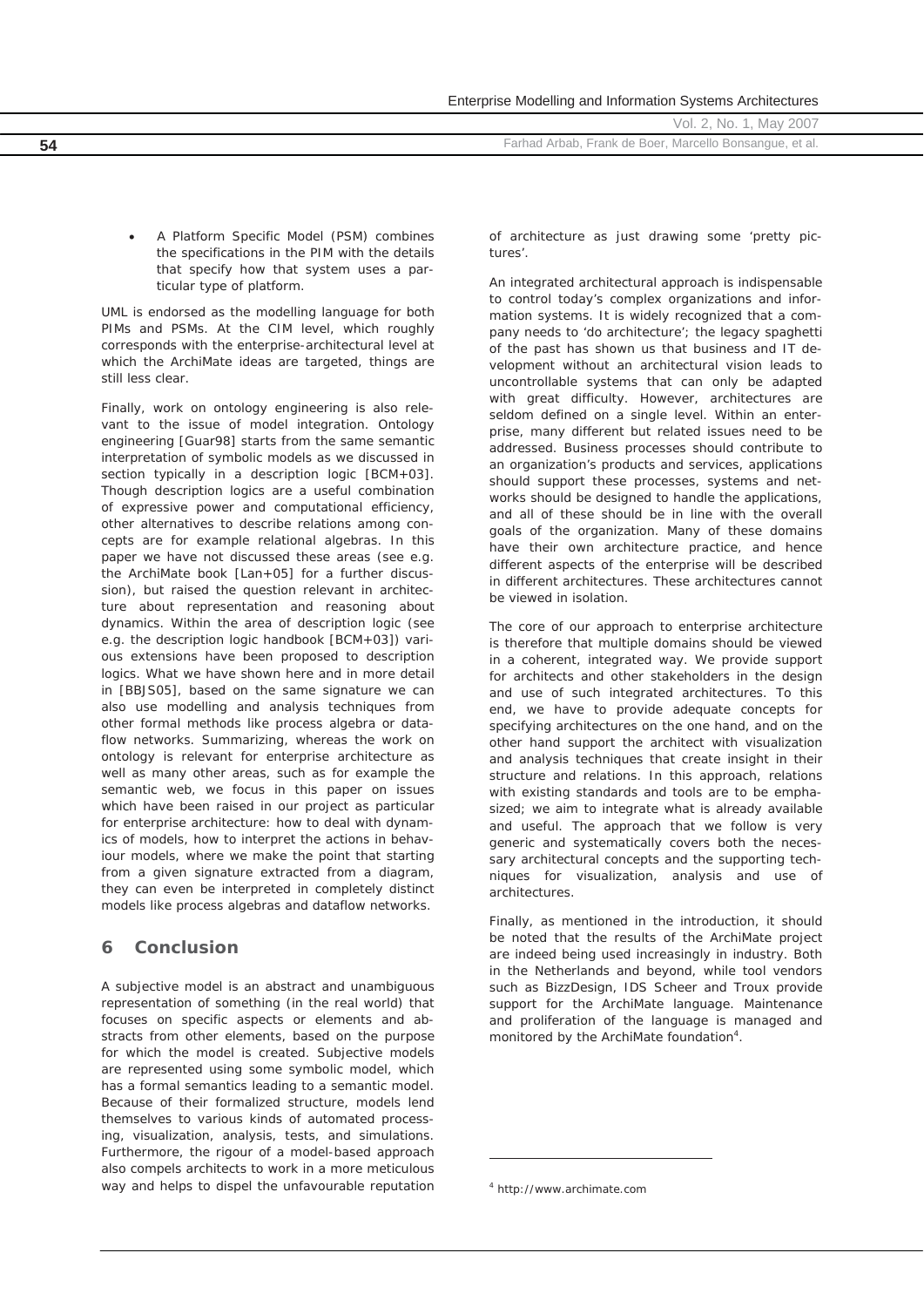- A Platform Specific Model (PSM) combines the specifications in the PIM with the details that specify how that system uses a particular type of platform.

UML is endorsed as the modelling language for both PIMs and PSMs. At the CIM level, which roughly corresponds with the enterprise-architectural level at which the ArchiMate ideas are targeted, things are still less clear.

Finally, work on ontology engineering is also relevant to the issue of model integration. Ontology engineering [Guar98] starts from the same semantic interpretation of symbolic models as we discussed in section typically in a description logic [BCM+03]. Though description logics are a useful combination of expressive power and computational efficiency, other alternatives to describe relations among concepts are for example relational algebras. In this paper we have not discussed these areas (see e.g. the ArchiMate book [Lan+05] for a further discussion), but raised the question relevant in architecture about representation and reasoning about dynamics. Within the area of description logic (see e.g. the description logic handbook [BCM+03]) various extensions have been proposed to description logics. What we have shown here and in more detail in [BBJS05], based on the same signature we can also use modelling and analysis techniques from other formal methods like process algebra or dataflow networks. Summarizing, whereas the work on ontology is relevant for enterprise architecture as well as many other areas, such as for example the semantic web, we focus in this paper on issues which have been raised in our project as particular for enterprise architecture: how to deal with dynamics of models, how to interpret the actions in behaviour models, where we make the point that starting from a given signature extracted from a diagram, they can even be interpreted in completely distinct models like process algebras and dataflow networks.

## 6 Conclusion

A subjective model is an abstract and unambiguous representation of something (in the real world) that focuses on specific aspects or elements and abstracts from other elements, based on the purpose for which the model is created. Subjective models are represented using some symbolic model, which has a formal semantics leading to a semantic model. Because of their formalized structure, models lend themselves to various kinds of automated processing, visualization, analysis, tests, and simulations. Furthermore, the rigour of a model-based approach also compels architects to work in a more meticulous way and helps to dispel the unfavourable reputation of architecture as just drawing some 'pretty pictures'.

An integrated architectural approach is indispensable to control today's complex organizations and information systems. It is widely recognized that a company needs to 'do architecture'; the legacy spaghetti of the past has shown us that business and IT development without an architectural vision leads to uncontrollable systems that can only be adapted with great difficulty. However, architectures are seldom defined on a single level. Within an enterprise, many different but related issues need to be addressed. Business processes should contribute to an organization's products and services, applications should support these processes, systems and networks should be designed to handle the applications, and all of these should be in line with the overall goals of the organization. Many of these domains have their own architecture practice, and hence different aspects of the enterprise will be described in different architectures. These architectures cannot be viewed in isolation.

The core of our approach to enterprise architecture is therefore that multiple domains should be viewed in a coherent, integrated way. We provide support for architects and other stakeholders in the design and use of such integrated architectures. To this end, we have to provide adequate concepts for specifying architectures on the one hand, and on the other hand support the architect with visualization and analysis techniques that create insight in their structure and relations. In this approach, relations with existing standards and tools are to be emphasized; we aim to integrate what is already available and useful. The approach that we follow is very generic and systematically covers both the necessary architectural concepts and the supporting techniques for visualization, analysis and use of architectures.

Finally, as mentioned in the introduction, it should be noted that the results of the ArchiMate project are indeed being used increasingly in industry. Both in the Netherlands and beyond, while tool vendors such as BizzDesign, IDS Scheer and Troux provide support for the ArchiMate language. Maintenance and proliferation of the language is managed and monitored by the ArchiMate foundation[4].

[4] http://www.archimate.com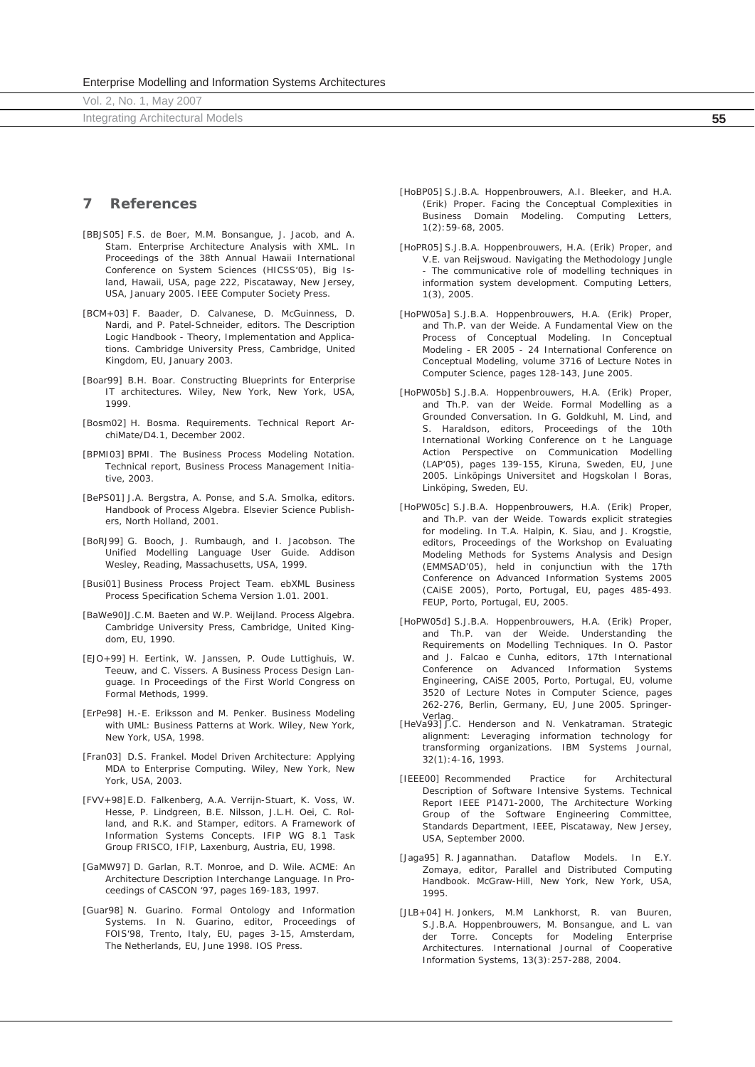## 7 References

[BBJS05] F.S. de Boer, M.M. Bonsangue, J. Jacob, and A. Stam. Enterprise Architecture Analysis with XML. In Proceedings of the 38th Annual Hawaii International Conference on System Sciences (HICSS'05), Big Island, Hawaii, USA, page 222, Piscataway, New Jersey, USA, January 2005. IEEE Computer Society Press.

[BCM+03] F. Baader, D. Calvanese, D. McGuinness, D. Nardi, and P. Patel-Schneider, editors. The Description Logic Handbook - Theory, Implementation and Applications. Cambridge University Press, Cambridge, United Kingdom, EU, January 2003.

[Boar99] B.H. Boar. Constructing Blueprints for Enterprise IT architectures. Wiley, New York, New York, USA, 1999.

[Bosm02] H. Bosma. Requirements. Technical Report ArchiMate/D4.1, December 2002.

[BPMI03] BPMI. The Business Process Modeling Notation. Technical report, Business Process Management Initiative, 2003.

[BePS01] J.A. Bergstra, A. Ponse, and S.A. Smolka, editors. Handbook of Process Algebra. Elsevier Science Publishers, North Holland, 2001.

[BoRJ99] G. Booch, J. Rumbaugh, and I. Jacobson. The Unified Modelling Language User Guide. Addison Wesley, Reading, Massachusetts, USA, 1999.

[Busi01] Business Process Project Team. ebXML Business Process Specification Schema Version 1.01. 2001.

[BaWe90] J.C.M. Baeten and W.P. Weijland. Process Algebra. Cambridge University Press, Cambridge, United Kingdom, EU, 1990.

[EJO+99] H. Eertink, W. Janssen, P. Oude Luttighuis, W. Teeuw, and C. Vissers. A Business Process Design Language. In Proceedings of the First World Congress on Formal Methods, 1999.

[ErPe98] H.-E. Eriksson and M. Penker. Business Modeling with UML: Business Patterns at Work. Wiley, New York, New York, USA, 1998.

[Fran03] D.S. Frankel. Model Driven Architecture: Applying MDA to Enterprise Computing. Wiley, New York, New York, USA, 2003.

[FVV+98] E.D. Falkenberg, A.A. Verrijn-Stuart, K. Voss, W. Hesse, P. Lindgreen, B.E. Nilsson, J.L.H. Oei, C. Rolland, and R.K. and Stamper, editors. A Framework of Information Systems Concepts. IFIP WG 8.1 Task Group FRISCO, IFIP, Laxenburg, Austria, EU, 1998.

[GaMW97] D. Garlan, R.T. Monroe, and D. Wile. ACME: An Architecture Description Interchange Language. In Proceedings of CASCON '97, pages 169-183, 1997.

[Guar98] N. Guarino. Formal Ontology and Information Systems. In N. Guarino, editor, Proceedings of FOIS'98, Trento, Italy, EU, pages 3-15, Amsterdam, The Netherlands, EU, June 1998. IOS Press.

[HoBP05] S.J.B.A. Hoppenbrouwers, A.I. Bleeker, and H.A. (Erik) Proper. Facing the Conceptual Complexities in Business Domain Modeling. Computing Letters, 1(2):59-68, 2005.

[HoPR05] S.J.B.A. Hoppenbrouwers, H.A. (Erik) Proper, and V.E. van Reijswoud. Navigating the Methodology Jungle - The communicative role of modelling techniques in information system development. Computing Letters, 1(3), 2005.

[HoPW05a] S.J.B.A. Hoppenbrouwers, H.A. (Erik) Proper, and Th.P. van der Weide. A Fundamental View on the Process of Conceptual Modeling. In Conceptual Modeling - ER 2005 - 24 International Conference on Conceptual Modeling, volume 3716 of Lecture Notes in Computer Science, pages 128-143, June 2005.

[HoPW05b] S.J.B.A. Hoppenbrouwers, H.A. (Erik) Proper, and Th.P. van der Weide. Formal Modelling as a Grounded Conversation. In G. Goldkuhl, M. Lind, and S. Haraldson, editors, Proceedings of the 10th International Working Conference on t he Language Action Perspective on Communication Modelling (LAP'05), pages 139-155, Kiruna, Sweden, EU, June 2005. Linköpings Universitet and Hogskolan I Boras, Linköping, Sweden, EU.

[HoPW05c] S.J.B.A. Hoppenbrouwers, H.A. (Erik) Proper, and Th.P. van der Weide. Towards explicit strategies for modeling. In T.A. Halpin, K. Siau, and J. Krogstie, editors, Proceedings of the Workshop on Evaluating Modeling Methods for Systems Analysis and Design (EMMSAD'05), held in conjunctiun with the 17th Conference on Advanced Information Systems 2005 (CAiSE 2005), Porto, Portugal, EU, pages 485-493. FEUP, Porto, Portugal, EU, 2005.

[HoPW05d] S.J.B.A. Hoppenbrouwers, H.A. (Erik) Proper, and Th.P. van der Weide. Understanding the Requirements on Modelling Techniques. In O. Pastor and J. Falcao e Cunha, editors, 17th International Conference on Advanced Information Systems Engineering, CAiSE 2005, Porto, Portugal, EU, volume 3520 of Lecture Notes in Computer Science, pages 262-276, Berlin, Germany, EU, June 2005. Springer-Verlag.

[HeVa93] J.C. Henderson and N. Venkatraman. Strategic alignment: Leveraging information technology for transforming organizations. IBM Systems Journal, 32(1):4-16, 1993.

[IEEE00] Recommended Practice for Architectural Description of Software Intensive Systems. Technical Report IEEE P1471-2000, The Architecture Working Group of the Software Engineering Committee, Standards Department, IEEE, Piscataway, New Jersey, USA, September 2000.

[Jaga95] R. Jagannathan. Dataflow Models. In E.Y. Zomaya, editor, Parallel and Distributed Computing Handbook. McGraw-Hill, New York, New York, USA, 1995.

[JLB+04] H. Jonkers, M.M Lankhorst, R. van Buuren, S.J.B.A. Hoppenbrouwers, M. Bonsangue, and L. van der Torre. Concepts for Modeling Enterprise Architectures. International Journal of Cooperative Information Systems, 13(3):257-288, 2004.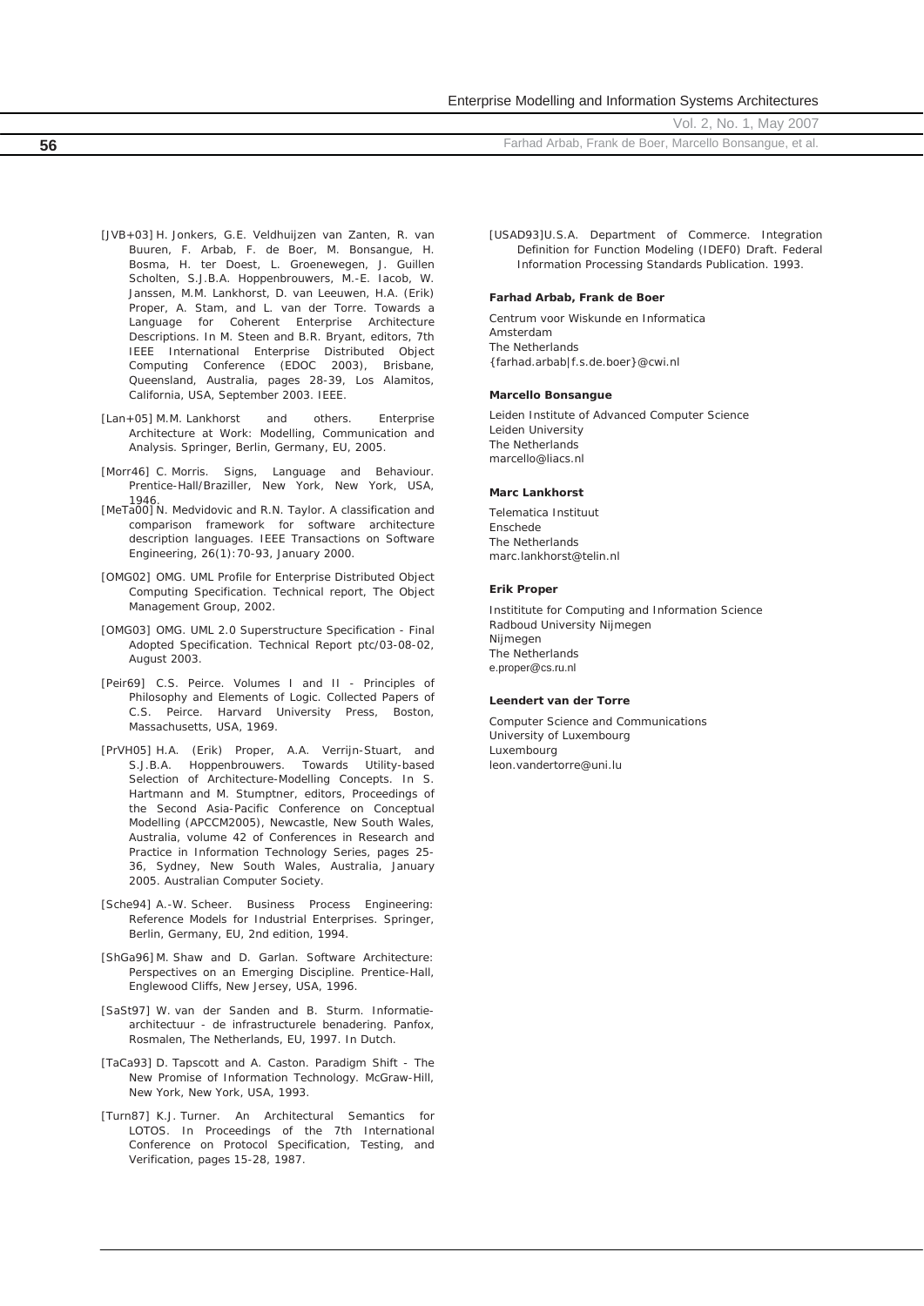[JVB+03] H. Jonkers, G.E. Veldhuijzen van Zanten, R. van Buuren, F. Arbab, F. de Boer, M. Bonsangue, H. Bosma, H. ter Doest, L. Groenewegen, J. Guillen Scholten, S.J.B.A. Hoppenbrouwers, M.-E. Iacob, W. Janssen, M.M. Lankhorst, D. van Leeuwen, H.A. (Erik) Proper, A. Stam, and L. van der Torre. Towards a Language for Coherent Enterprise Architecture Descriptions. In M. Steen and B.R. Bryant, editors, 7th IEEE International Enterprise Distributed Object Computing Conference (EDOC 2003), Brisbane, Queensland, Australia, pages 28-39, Los Alamitos, California, USA, September 2003. IEEE.

[Lan+05] M.M. Lankhorst and others. Enterprise Architecture at Work: Modelling, Communication and Analysis. Springer, Berlin, Germany, EU, 2005.

[Morr46] C. Morris. Signs, Language and Behaviour. Prentice-Hall/Braziller, New York, New York, USA, 1946.

[MeTa00] N. Medvidovic and R.N. Taylor. A classification and comparison framework for software architecture description languages. IEEE Transactions on Software Engineering, 26(1):70-93, January 2000.

[OMG02] OMG. UML Profile for Enterprise Distributed Object Computing Specification. Technical report, The Object Management Group, 2002.

[OMG03] OMG. UML 2.0 Superstructure Specification - Final Adopted Specification. Technical Report ptc/03-08-02, August 2003.

[Peir69] C.S. Peirce. Volumes I and II - Principles of Philosophy and Elements of Logic. Collected Papers of C.S. Peirce. Harvard University Press, Boston, Massachusetts, USA, 1969.

[PrVH05] H.A. (Erik) Proper, A.A. Verrijn-Stuart, and S.J.B.A. Hoppenbrouwers. Towards Utility-based Selection of Architecture-Modelling Concepts. In S. Hartmann and M. Stumptner, editors, Proceedings of the Second Asia-Pacific Conference on Conceptual Modelling (APCCM2005), Newcastle, New South Wales, Australia, volume 42 of Conferences in Research and Practice in Information Technology Series, pages 25-36, Sydney, New South Wales, Australia, January 2005. Australian Computer Society.

[Sche94] A.-W. Scheer. Business Process Engineering: Reference Models for Industrial Enterprises. Springer, Berlin, Germany, EU, 2nd edition, 1994.

[ShGa96] M. Shaw and D. Garlan. Software Architecture: Perspectives on an Emerging Discipline. Prentice-Hall, Englewood Cliffs, New Jersey, USA, 1996.

[SaSt97] W. van der Sanden and B. Sturm. Informatie-architectuur - de infrastructurele benadering. Panfox, Rosmalen, The Netherlands, EU, 1997. In Dutch.

[TaCa93] D. Tapscott and A. Caston. Paradigm Shift - The New Promise of Information Technology. McGraw-Hill, New York, New York, USA, 1993.

[Turn87] K.J. Turner. An Architectural Semantics for LOTOS. In Proceedings of the 7th International Conference on Protocol Specification, Testing, and Verification, pages 15-28, 1987.

[USAD93] U.S.A. Department of Commerce. Integration Definition for Function Modeling (IDEF0) Draft. Federal Information Processing Standards Publication. 1993.

**Farhad Arbab, Frank de Boer**

Centrum voor Wiskunde en Informatica
Amsterdam
The Netherlands
{farhad.arbab|f.s.de.boer}@cwi.nl

**Marcello Bonsangue**

Leiden Institute of Advanced Computer Science
Leiden University
The Netherlands
marcello@liacs.nl

**Marc Lankhorst**

Telematica Instituut
Enschede
The Netherlands
marc.lankhorst@telin.nl

**Erik Proper**

Instititute for Computing and Information Science
Radboud University Nijmegen
Nijmegen
The Netherlands
e.proper@cs.ru.nl

**Leendert van der Torre**

Computer Science and Communications
University of Luxembourg
Luxembourg
leon.vandertorre@uni.lu